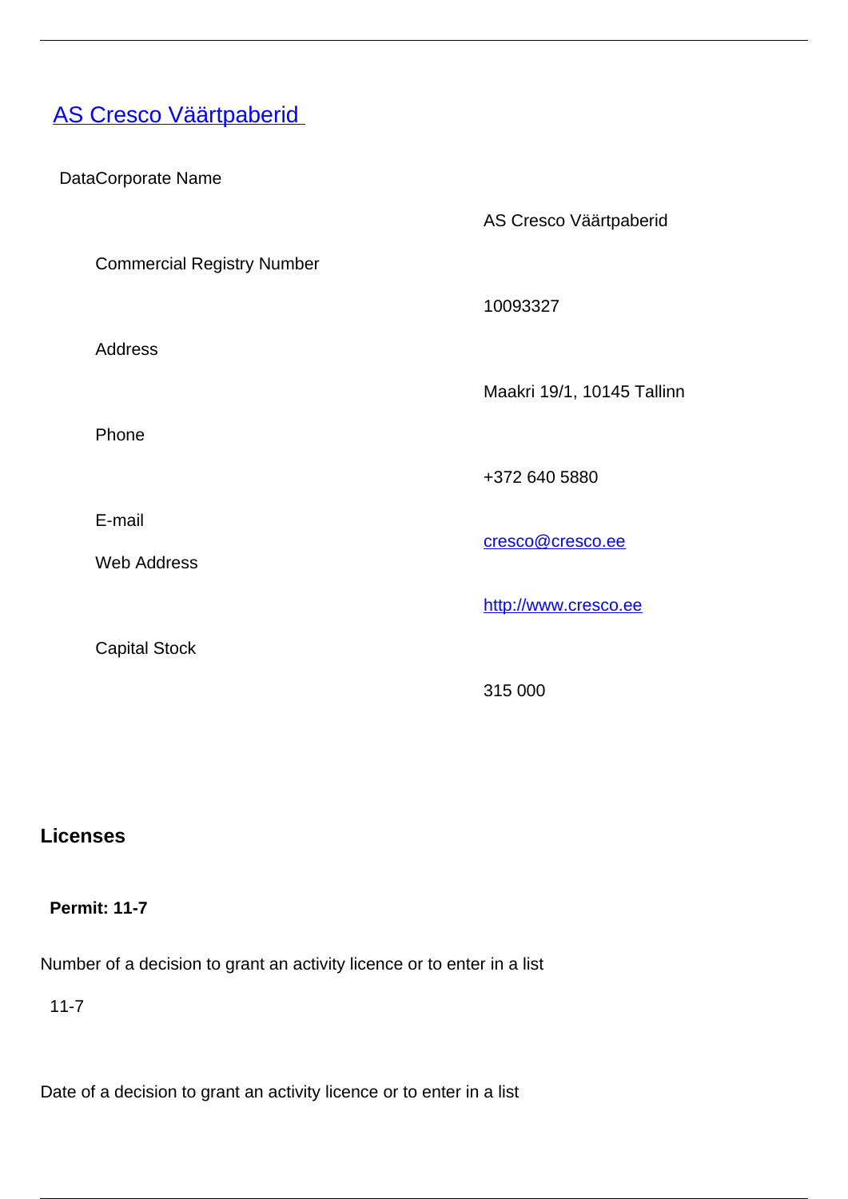# [AS Cresco Väärtpaberid](#)

DataCorporate Name

| | |
|---|---|
| | AS Cresco Väärtpaberid |
| Commercial Registry Number | |
| | 10093327 |
| Address | |
| | Maakri 19/1, 10145 Tallinn |
| Phone | |
| | +372 640 5880 |
| E-mail | cresco@cresco.ee |
| Web Address | |
| | http://www.cresco.ee |
| Capital Stock | |
| | 315 000 |

## Licenses

**Permit: 11-7**

Number of a decision to grant an activity licence or to enter in a list

11-7

Date of a decision to grant an activity licence or to enter in a list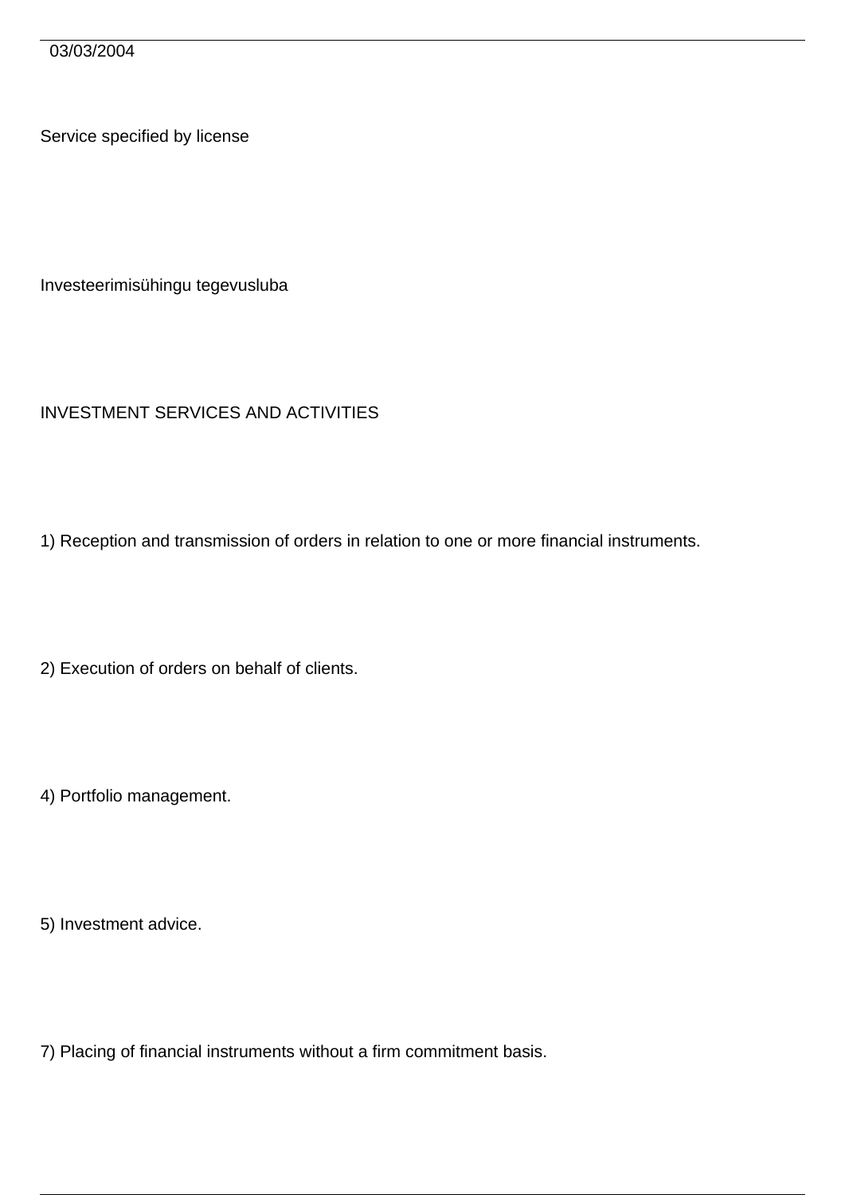03/03/2004

Service specified by license

Investeerimisühingu tegevusluba

INVESTMENT SERVICES AND ACTIVITIES

1) Reception and transmission of orders in relation to one or more financial instruments.

2) Execution of orders on behalf of clients.

4) Portfolio management.

5) Investment advice.

7) Placing of financial instruments without a firm commitment basis.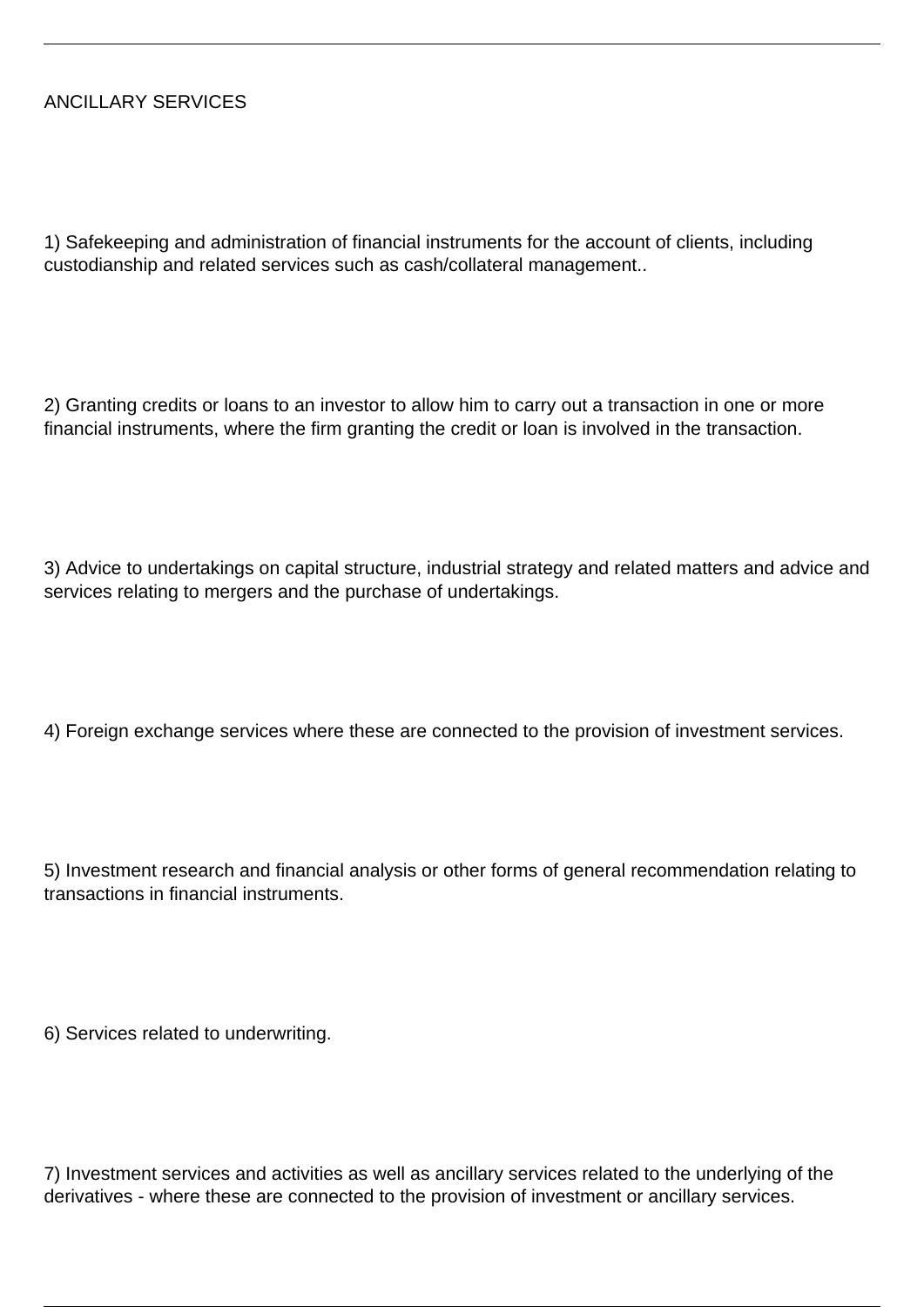ANCILLARY SERVICES

1) Safekeeping and administration of financial instruments for the account of clients, including custodianship and related services such as cash/collateral management..

2) Granting credits or loans to an investor to allow him to carry out a transaction in one or more financial instruments, where the firm granting the credit or loan is involved in the transaction.

3) Advice to undertakings on capital structure, industrial strategy and related matters and advice and services relating to mergers and the purchase of undertakings.

4) Foreign exchange services where these are connected to the provision of investment services.

5) Investment research and financial analysis or other forms of general recommendation relating to transactions in financial instruments.

6) Services related to underwriting.

7) Investment services and activities as well as ancillary services related to the underlying of the derivatives - where these are connected to the provision of investment or ancillary services.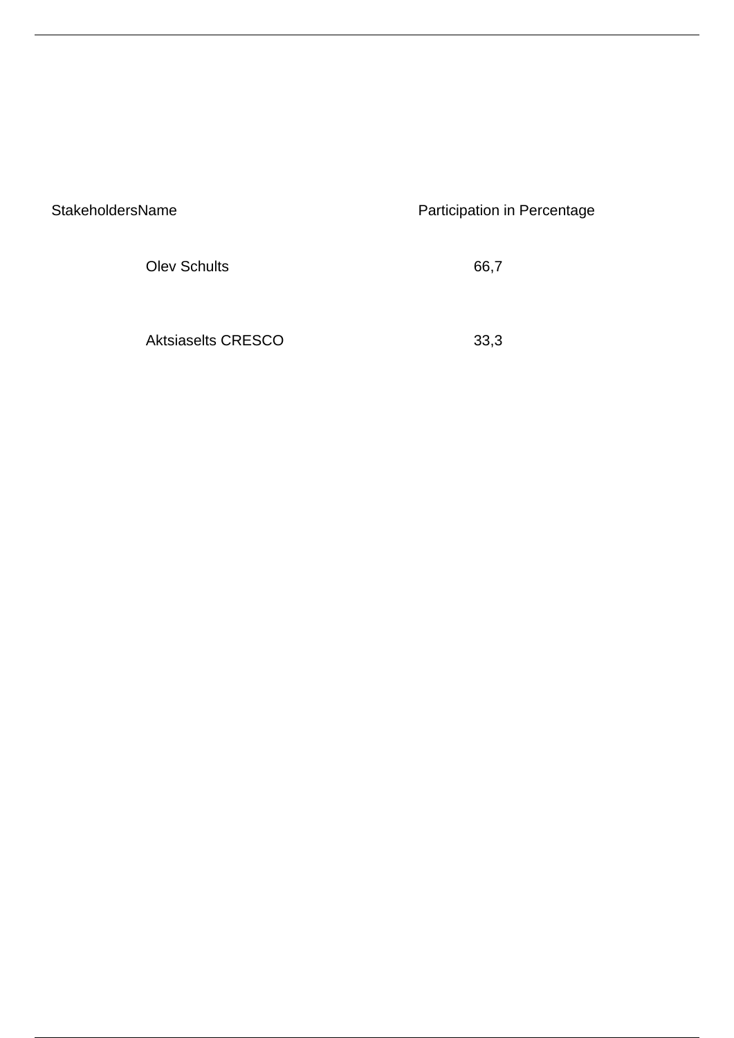| StakeholdersName | Participation in Percentage |
|---|---|
| Olev Schults | 66,7 |
| Aktsiaselts CRESCO | 33,3 |